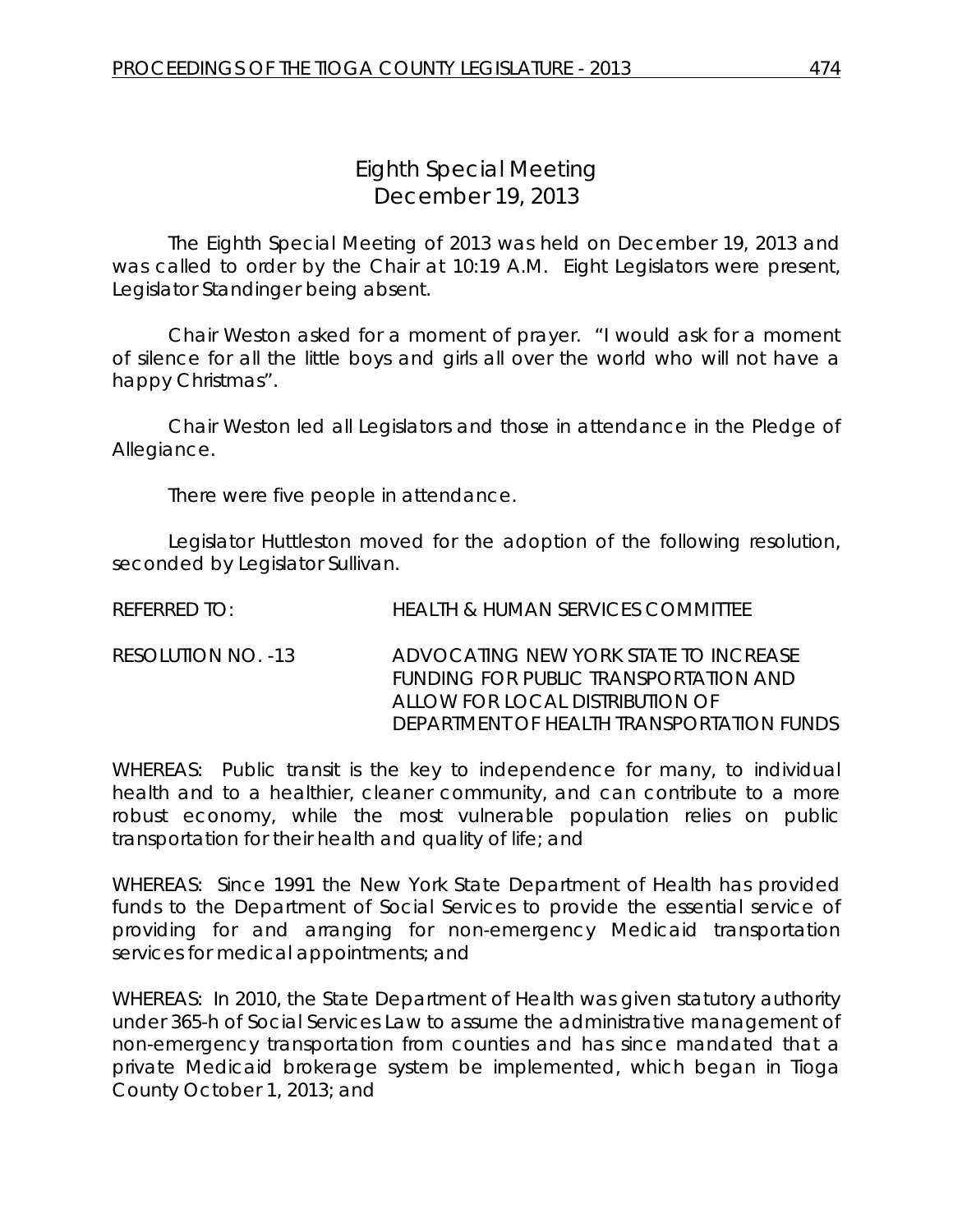# Eighth Special Meeting
## December 19, 2013

The Eighth Special Meeting of 2013 was held on December 19, 2013 and was called to order by the Chair at 10:19 A.M. Eight Legislators were present, Legislator Standinger being absent.

Chair Weston asked for a moment of prayer. "I would ask for a moment of silence for all the little boys and girls all over the world who will not have a happy Christmas".

Chair Weston led all Legislators and those in attendance in the Pledge of Allegiance.

There were five people in attendance.

Legislator Huttleston moved for the adoption of the following resolution, seconded by Legislator Sullivan.

REFERRED TO: HEALTH & HUMAN SERVICES COMMITTEE

RESOLUTION NO. -13 ADVOCATING NEW YORK STATE TO INCREASE FUNDING FOR PUBLIC TRANSPORTATION AND ALLOW FOR LOCAL DISTRIBUTION OF DEPARTMENT OF HEALTH TRANSPORTATION FUNDS

WHEREAS: Public transit is the key to independence for many, to individual health and to a healthier, cleaner community, and can contribute to a more robust economy, while the most vulnerable population relies on public transportation for their health and quality of life; and

WHEREAS: Since 1991 the New York State Department of Health has provided funds to the Department of Social Services to provide the essential service of providing for and arranging for non-emergency Medicaid transportation services for medical appointments; and

WHEREAS: In 2010, the State Department of Health was given statutory authority under 365-h of Social Services Law to assume the administrative management of non-emergency transportation from counties and has since mandated that a private Medicaid brokerage system be implemented, which began in Tioga County October 1, 2013; and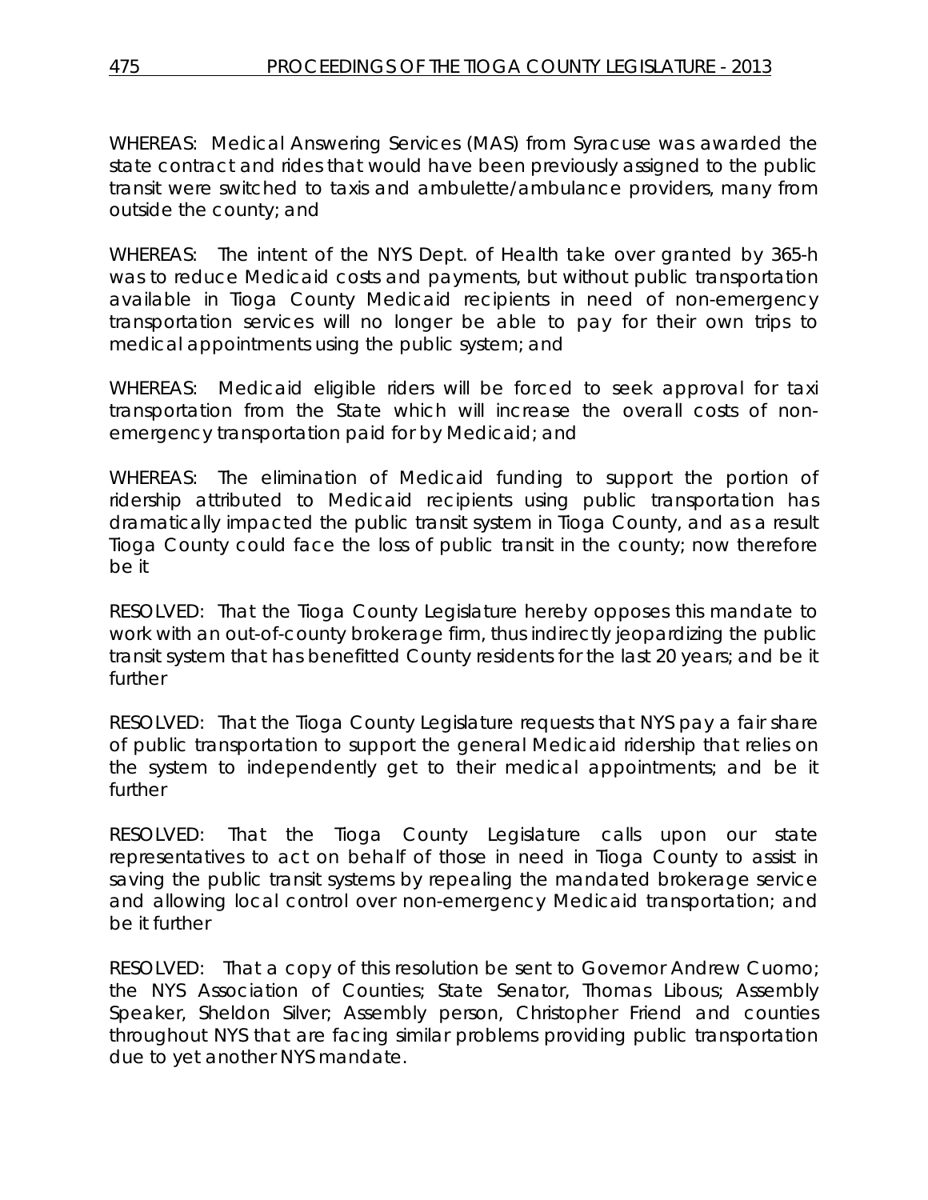WHEREAS: Medical Answering Services (MAS) from Syracuse was awarded the state contract and rides that would have been previously assigned to the public transit were switched to taxis and ambulette/ambulance providers, many from outside the county; and

WHEREAS: The intent of the NYS Dept. of Health take over granted by 365-h was to reduce Medicaid costs and payments, but without public transportation available in Tioga County Medicaid recipients in need of non-emergency transportation services will no longer be able to pay for their own trips to medical appointments using the public system; and

WHEREAS: Medicaid eligible riders will be forced to seek approval for taxi transportation from the State which will increase the overall costs of non-emergency transportation paid for by Medicaid; and

WHEREAS: The elimination of Medicaid funding to support the portion of ridership attributed to Medicaid recipients using public transportation has dramatically impacted the public transit system in Tioga County, and as a result Tioga County could face the loss of public transit in the county; now therefore be it

RESOLVED: That the Tioga County Legislature hereby opposes this mandate to work with an out-of-county brokerage firm, thus indirectly jeopardizing the public transit system that has benefitted County residents for the last 20 years; and be it further

RESOLVED: That the Tioga County Legislature requests that NYS pay a fair share of public transportation to support the general Medicaid ridership that relies on the system to independently get to their medical appointments; and be it further

RESOLVED: That the Tioga County Legislature calls upon our state representatives to act on behalf of those in need in Tioga County to assist in saving the public transit systems by repealing the mandated brokerage service and allowing local control over non-emergency Medicaid transportation; and be it further

RESOLVED: That a copy of this resolution be sent to Governor Andrew Cuomo; the NYS Association of Counties; State Senator, Thomas Libous; Assembly Speaker, Sheldon Silver; Assembly person, Christopher Friend and counties throughout NYS that are facing similar problems providing public transportation due to yet another NYS mandate.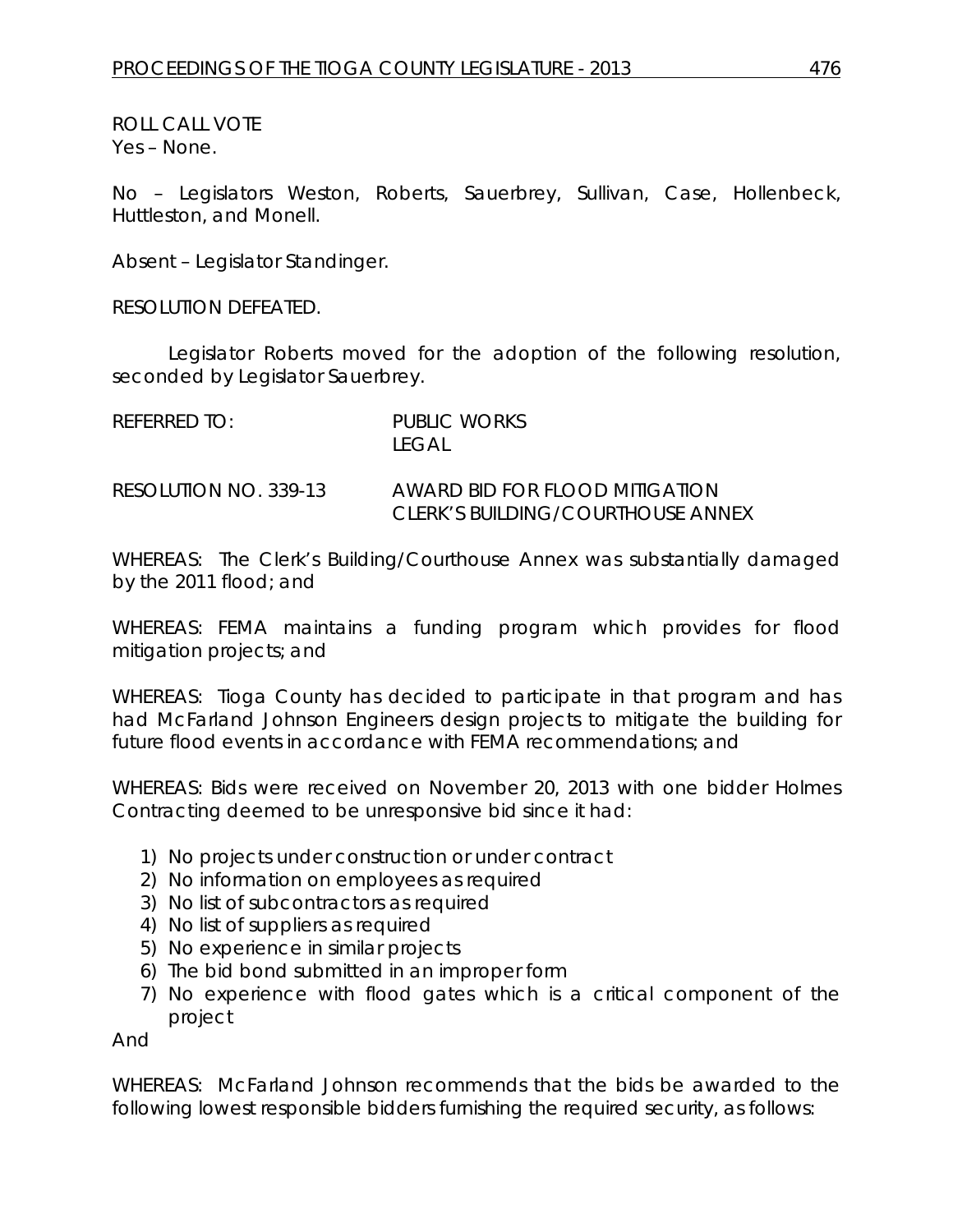ROLL CALL VOTE
Yes – None.

No – Legislators Weston, Roberts, Sauerbrey, Sullivan, Case, Hollenbeck, Huttleston, and Monell.

Absent – Legislator Standinger.

RESOLUTION DEFEATED.

Legislator Roberts moved for the adoption of the following resolution, seconded by Legislator Sauerbrey.

REFERRED TO: PUBLIC WORKS
LEGAL

RESOLUTION NO. 339-13 AWARD BID FOR FLOOD MITIGATION CLERK'S BUILDING/COURTHOUSE ANNEX

WHEREAS: The Clerk's Building/Courthouse Annex was substantially damaged by the 2011 flood; and

WHEREAS: FEMA maintains a funding program which provides for flood mitigation projects; and

WHEREAS: Tioga County has decided to participate in that program and has had McFarland Johnson Engineers design projects to mitigate the building for future flood events in accordance with FEMA recommendations; and

WHEREAS: Bids were received on November 20, 2013 with one bidder Holmes Contracting deemed to be unresponsive bid since it had:

1) No projects under construction or under contract
2) No information on employees as required
3) No list of subcontractors as required
4) No list of suppliers as required
5) No experience in similar projects
6) The bid bond submitted in an improper form
7) No experience with flood gates which is a critical component of the project

And

WHEREAS: McFarland Johnson recommends that the bids be awarded to the following lowest responsible bidders furnishing the required security, as follows: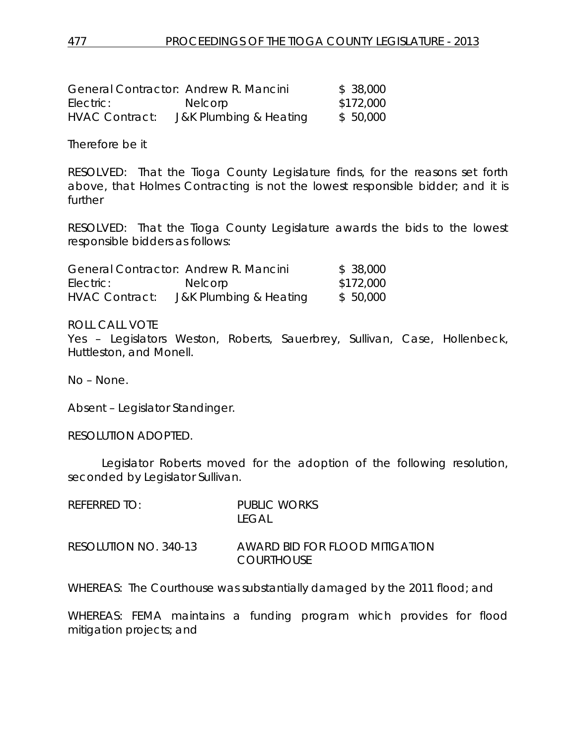| | | |
|---|---|---|
| General Contractor: | Andrew R. Mancini | $ 38,000 |
| Electric: | Nelcorp | $172,000 |
| HVAC Contract: | J&K Plumbing & Heating | $ 50,000 |

Therefore be it

RESOLVED: That the Tioga County Legislature finds, for the reasons set forth above, that Holmes Contracting is not the lowest responsible bidder; and it is further

RESOLVED: That the Tioga County Legislature awards the bids to the lowest responsible bidders as follows:

| | | |
|---|---|---|
| General Contractor: | Andrew R. Mancini | $ 38,000 |
| Electric: | Nelcorp | $172,000 |
| HVAC Contract: | J&K Plumbing & Heating | $ 50,000 |

ROLL CALL VOTE
Yes – Legislators Weston, Roberts, Sauerbrey, Sullivan, Case, Hollenbeck, Huttleston, and Monell.

No – None.

Absent – Legislator Standinger.

RESOLUTION ADOPTED.

Legislator Roberts moved for the adoption of the following resolution, seconded by Legislator Sullivan.

REFERRED TO: PUBLIC WORKS
LEGAL

RESOLUTION NO. 340-13 AWARD BID FOR FLOOD MITIGATION COURTHOUSE

WHEREAS: The Courthouse was substantially damaged by the 2011 flood; and

WHEREAS: FEMA maintains a funding program which provides for flood mitigation projects; and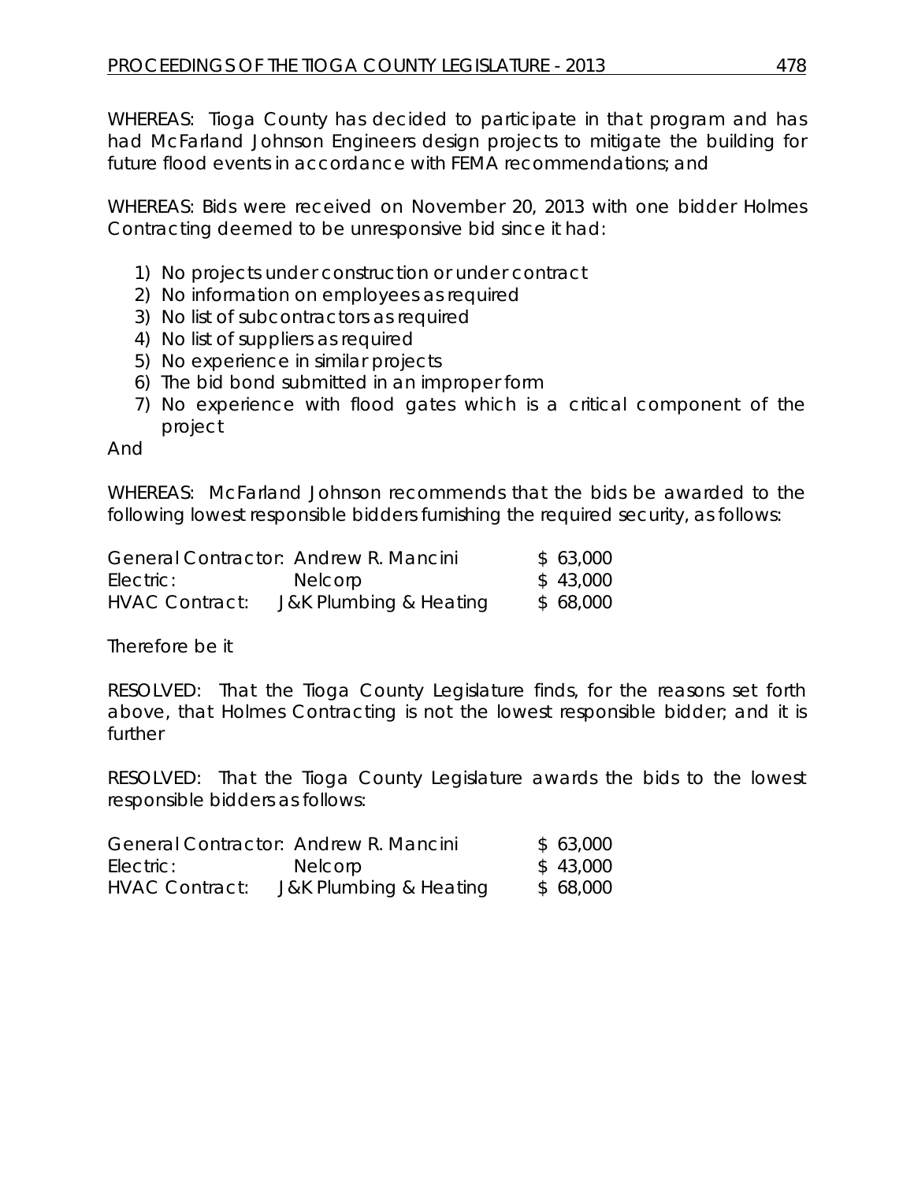WHEREAS: Tioga County has decided to participate in that program and has had McFarland Johnson Engineers design projects to mitigate the building for future flood events in accordance with FEMA recommendations; and

WHEREAS: Bids were received on November 20, 2013 with one bidder Holmes Contracting deemed to be unresponsive bid since it had:

1) No projects under construction or under contract
2) No information on employees as required
3) No list of subcontractors as required
4) No list of suppliers as required
5) No experience in similar projects
6) The bid bond submitted in an improper form
7) No experience with flood gates which is a critical component of the project

And

WHEREAS: McFarland Johnson recommends that the bids be awarded to the following lowest responsible bidders furnishing the required security, as follows:

| | | |
|---|---|---|
| General Contractor: | Andrew R. Mancini | $ 63,000 |
| Electric: | Nelcorp | $ 43,000 |
| HVAC Contract: | J&K Plumbing & Heating | $ 68,000 |

Therefore be it

RESOLVED: That the Tioga County Legislature finds, for the reasons set forth above, that Holmes Contracting is not the lowest responsible bidder; and it is further

RESOLVED: That the Tioga County Legislature awards the bids to the lowest responsible bidders as follows:

| | | |
|---|---|---|
| General Contractor: | Andrew R. Mancini | $ 63,000 |
| Electric: | Nelcorp | $ 43,000 |
| HVAC Contract: | J&K Plumbing & Heating | $ 68,000 |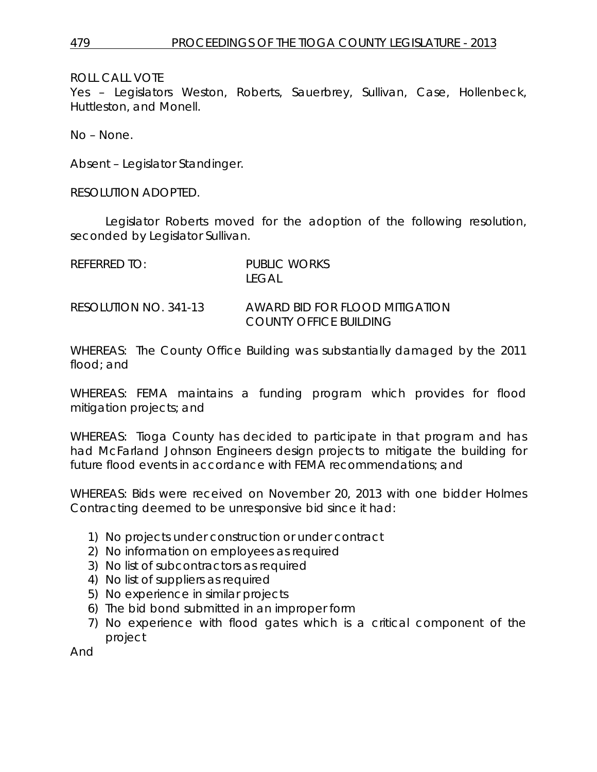ROLL CALL VOTE
Yes – Legislators Weston, Roberts, Sauerbrey, Sullivan, Case, Hollenbeck, Huttleston, and Monell.

No – None.

Absent – Legislator Standinger.

RESOLUTION ADOPTED.

Legislator Roberts moved for the adoption of the following resolution, seconded by Legislator Sullivan.

REFERRED TO: PUBLIC WORKS
LEGAL

RESOLUTION NO. 341-13 AWARD BID FOR FLOOD MITIGATION COUNTY OFFICE BUILDING

WHEREAS: The County Office Building was substantially damaged by the 2011 flood; and

WHEREAS: FEMA maintains a funding program which provides for flood mitigation projects; and

WHEREAS: Tioga County has decided to participate in that program and has had McFarland Johnson Engineers design projects to mitigate the building for future flood events in accordance with FEMA recommendations; and

WHEREAS: Bids were received on November 20, 2013 with one bidder Holmes Contracting deemed to be unresponsive bid since it had:

1) No projects under construction or under contract
2) No information on employees as required
3) No list of subcontractors as required
4) No list of suppliers as required
5) No experience in similar projects
6) The bid bond submitted in an improper form
7) No experience with flood gates which is a critical component of the project

And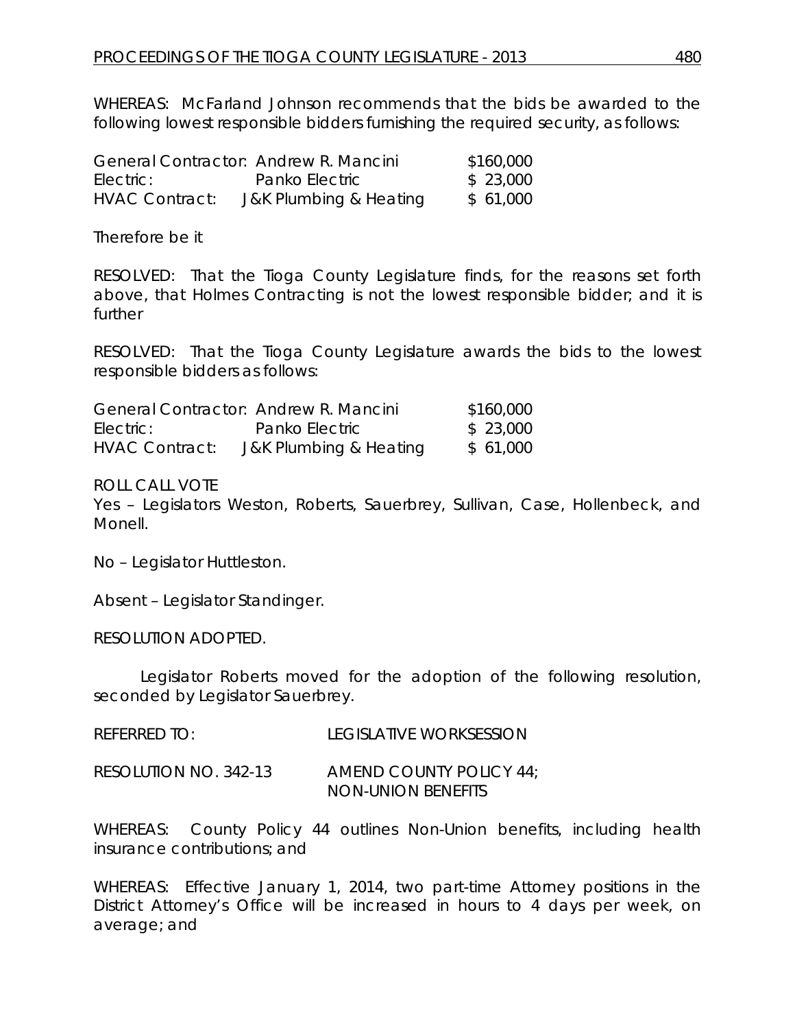WHEREAS: McFarland Johnson recommends that the bids be awarded to the following lowest responsible bidders furnishing the required security, as follows:

| | | |
|---|---|---|
| General Contractor: | Andrew R. Mancini | $160,000 |
| Electric: | Panko Electric | $ 23,000 |
| HVAC Contract: | J&K Plumbing & Heating | $ 61,000 |

Therefore be it

RESOLVED: That the Tioga County Legislature finds, for the reasons set forth above, that Holmes Contracting is not the lowest responsible bidder; and it is further

RESOLVED: That the Tioga County Legislature awards the bids to the lowest responsible bidders as follows:

| | | |
|---|---|---|
| General Contractor: | Andrew R. Mancini | $160,000 |
| Electric: | Panko Electric | $ 23,000 |
| HVAC Contract: | J&K Plumbing & Heating | $ 61,000 |

ROLL CALL VOTE
Yes – Legislators Weston, Roberts, Sauerbrey, Sullivan, Case, Hollenbeck, and Monell.

No – Legislator Huttleston.

Absent – Legislator Standinger.

RESOLUTION ADOPTED.

Legislator Roberts moved for the adoption of the following resolution, seconded by Legislator Sauerbrey.

REFERRED TO: LEGISLATIVE WORKSESSION

RESOLUTION NO. 342-13 AMEND COUNTY POLICY 44; NON-UNION BENEFITS

WHEREAS: County Policy 44 outlines Non-Union benefits, including health insurance contributions; and

WHEREAS: Effective January 1, 2014, two part-time Attorney positions in the District Attorney's Office will be increased in hours to 4 days per week, on average; and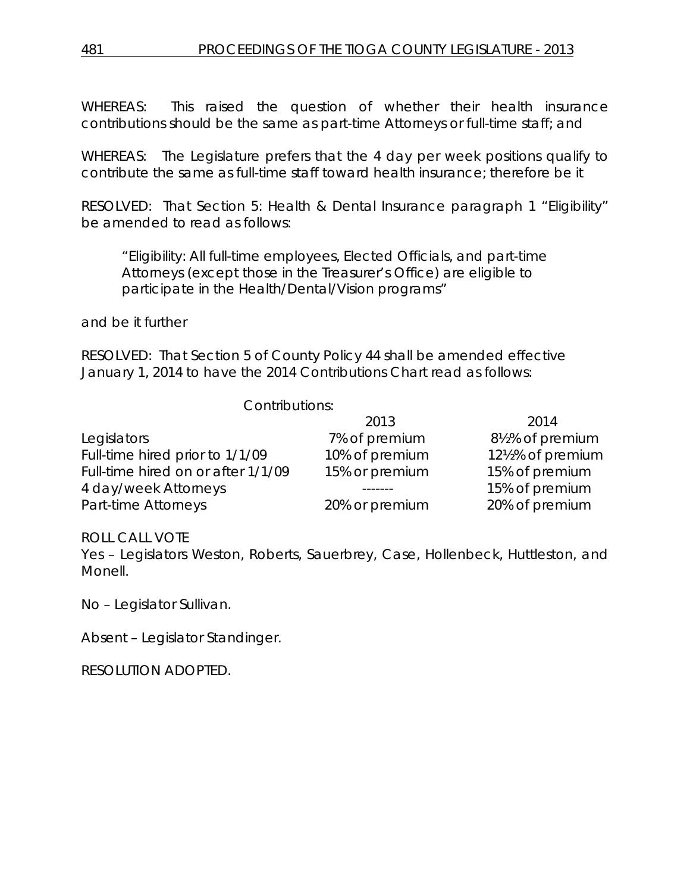WHEREAS: This raised the question of whether their health insurance contributions should be the same as part-time Attorneys or full-time staff; and

WHEREAS: The Legislature prefers that the 4 day per week positions qualify to contribute the same as full-time staff toward health insurance; therefore be it

RESOLVED: That Section 5: Health & Dental Insurance paragraph 1 "Eligibility" be amended to read as follows:

> "Eligibility: All full-time employees, Elected Officials, and part-time Attorneys (except those in the Treasurer's Office) are eligible to participate in the Health/Dental/Vision programs"

and be it further

RESOLVED: That Section 5 of County Policy 44 shall be amended effective January 1, 2014 to have the 2014 Contributions Chart read as follows:

Contributions:

| | 2013 | 2014 |
|---|---|---|
| Legislators | 7% of premium | 8½% of premium |
| Full-time hired prior to 1/1/09 | 10% of premium | 12½% of premium |
| Full-time hired on or after 1/1/09 | 15% or premium | 15% of premium |
| 4 day/week Attorneys | ------- | 15% of premium |
| Part-time Attorneys | 20% or premium | 20% of premium |

ROLL CALL VOTE
Yes – Legislators Weston, Roberts, Sauerbrey, Case, Hollenbeck, Huttleston, and Monell.

No – Legislator Sullivan.

Absent – Legislator Standinger.

RESOLUTION ADOPTED.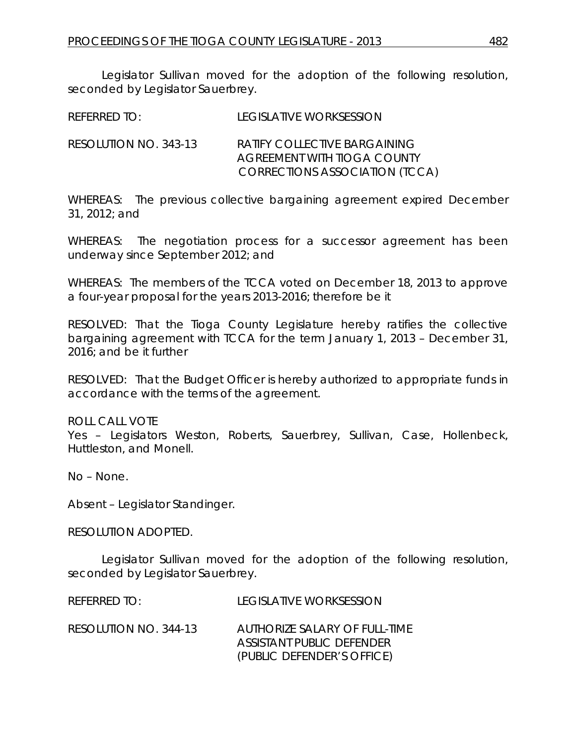Legislator Sullivan moved for the adoption of the following resolution, seconded by Legislator Sauerbrey.

REFERRED TO: LEGISLATIVE WORKSESSION

RESOLUTION NO. 343-13 RATIFY COLLECTIVE BARGAINING AGREEMENT WITH TIOGA COUNTY CORRECTIONS ASSOCIATION (TCCA)

WHEREAS: The previous collective bargaining agreement expired December 31, 2012; and

WHEREAS: The negotiation process for a successor agreement has been underway since September 2012; and

WHEREAS: The members of the TCCA voted on December 18, 2013 to approve a four-year proposal for the years 2013-2016; therefore be it

RESOLVED: That the Tioga County Legislature hereby ratifies the collective bargaining agreement with TCCA for the term January 1, 2013 – December 31, 2016; and be it further

RESOLVED: That the Budget Officer is hereby authorized to appropriate funds in accordance with the terms of the agreement.

ROLL CALL VOTE
Yes – Legislators Weston, Roberts, Sauerbrey, Sullivan, Case, Hollenbeck, Huttleston, and Monell.

No – None.

Absent – Legislator Standinger.

RESOLUTION ADOPTED.

Legislator Sullivan moved for the adoption of the following resolution, seconded by Legislator Sauerbrey.

REFERRED TO: LEGISLATIVE WORKSESSION

RESOLUTION NO. 344-13 AUTHORIZE SALARY OF FULL-TIME ASSISTANT PUBLIC DEFENDER (PUBLIC DEFENDER'S OFFICE)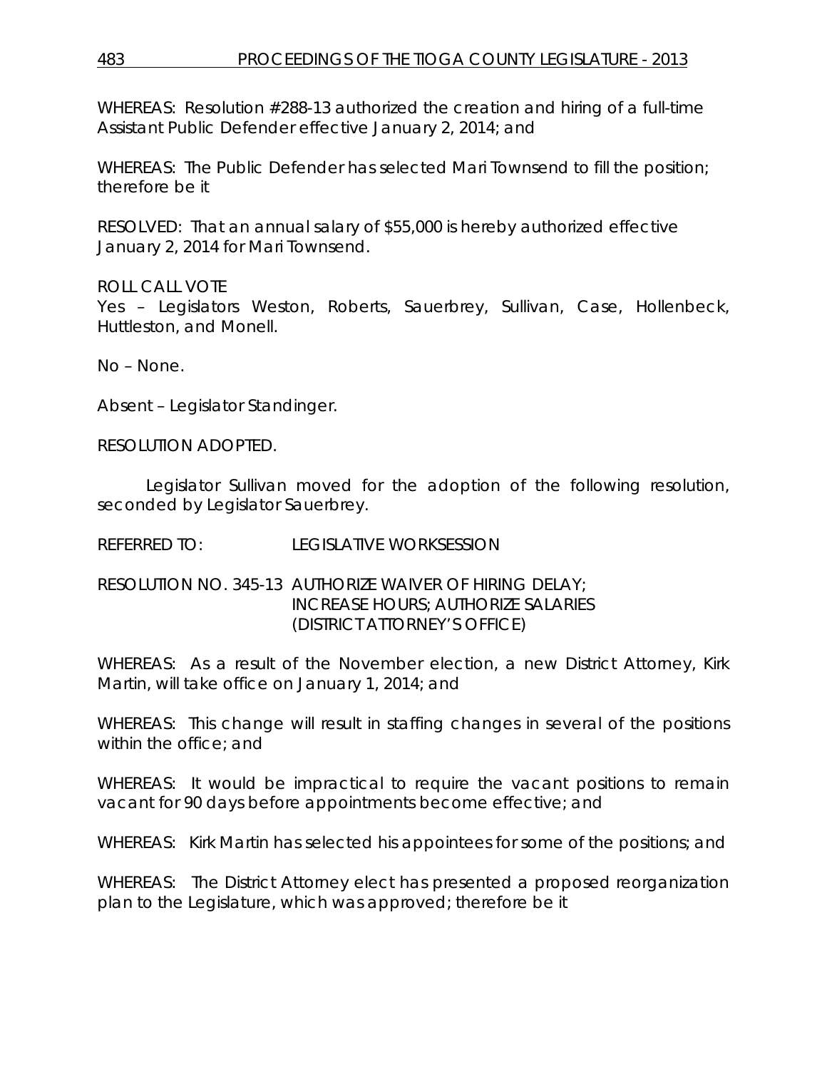WHEREAS: Resolution #288-13 authorized the creation and hiring of a full-time Assistant Public Defender effective January 2, 2014; and

WHEREAS: The Public Defender has selected Mari Townsend to fill the position; therefore be it

RESOLVED: That an annual salary of $55,000 is hereby authorized effective January 2, 2014 for Mari Townsend.

ROLL CALL VOTE
Yes – Legislators Weston, Roberts, Sauerbrey, Sullivan, Case, Hollenbeck, Huttleston, and Monell.

No – None.

Absent – Legislator Standinger.

RESOLUTION ADOPTED.

Legislator Sullivan moved for the adoption of the following resolution, seconded by Legislator Sauerbrey.

REFERRED TO: LEGISLATIVE WORKSESSION

RESOLUTION NO. 345-13 AUTHORIZE WAIVER OF HIRING DELAY; INCREASE HOURS; AUTHORIZE SALARIES (DISTRICT ATTORNEY'S OFFICE)

WHEREAS: As a result of the November election, a new District Attorney, Kirk Martin, will take office on January 1, 2014; and

WHEREAS: This change will result in staffing changes in several of the positions within the office; and

WHEREAS: It would be impractical to require the vacant positions to remain vacant for 90 days before appointments become effective; and

WHEREAS: Kirk Martin has selected his appointees for some of the positions; and

WHEREAS: The District Attorney elect has presented a proposed reorganization plan to the Legislature, which was approved; therefore be it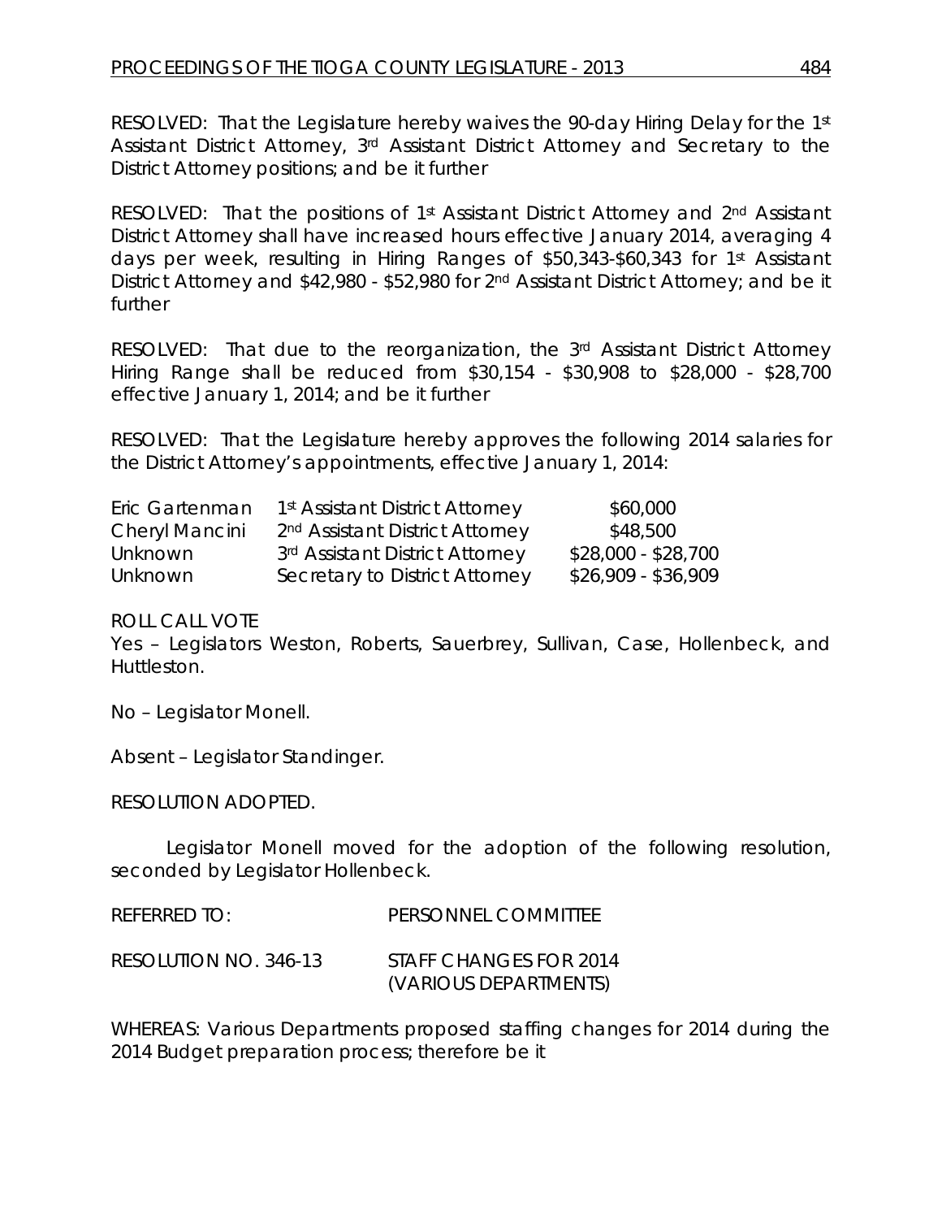RESOLVED: That the Legislature hereby waives the 90-day Hiring Delay for the 1st Assistant District Attorney, 3rd Assistant District Attorney and Secretary to the District Attorney positions; and be it further

RESOLVED: That the positions of 1st Assistant District Attorney and 2nd Assistant District Attorney shall have increased hours effective January 2014, averaging 4 days per week, resulting in Hiring Ranges of $50,343-$60,343 for 1st Assistant District Attorney and $42,980 - $52,980 for 2nd Assistant District Attorney; and be it further

RESOLVED: That due to the reorganization, the 3rd Assistant District Attorney Hiring Range shall be reduced from $30,154 - $30,908 to $28,000 - $28,700 effective January 1, 2014; and be it further

RESOLVED: That the Legislature hereby approves the following 2014 salaries for the District Attorney's appointments, effective January 1, 2014:

| | | |
|---|---|---|
| Eric Gartenman | 1st Assistant District Attorney | $60,000 |
| Cheryl Mancini | 2nd Assistant District Attorney | $48,500 |
| Unknown | 3rd Assistant District Attorney | $28,000 - $28,700 |
| Unknown | Secretary to District Attorney | $26,909 - $36,909 |

ROLL CALL VOTE
Yes – Legislators Weston, Roberts, Sauerbrey, Sullivan, Case, Hollenbeck, and Huttleston.

No – Legislator Monell.

Absent – Legislator Standinger.

RESOLUTION ADOPTED.

Legislator Monell moved for the adoption of the following resolution, seconded by Legislator Hollenbeck.

REFERRED TO: PERSONNEL COMMITTEE

RESOLUTION NO. 346-13 STAFF CHANGES FOR 2014 (VARIOUS DEPARTMENTS)

WHEREAS: Various Departments proposed staffing changes for 2014 during the 2014 Budget preparation process; therefore be it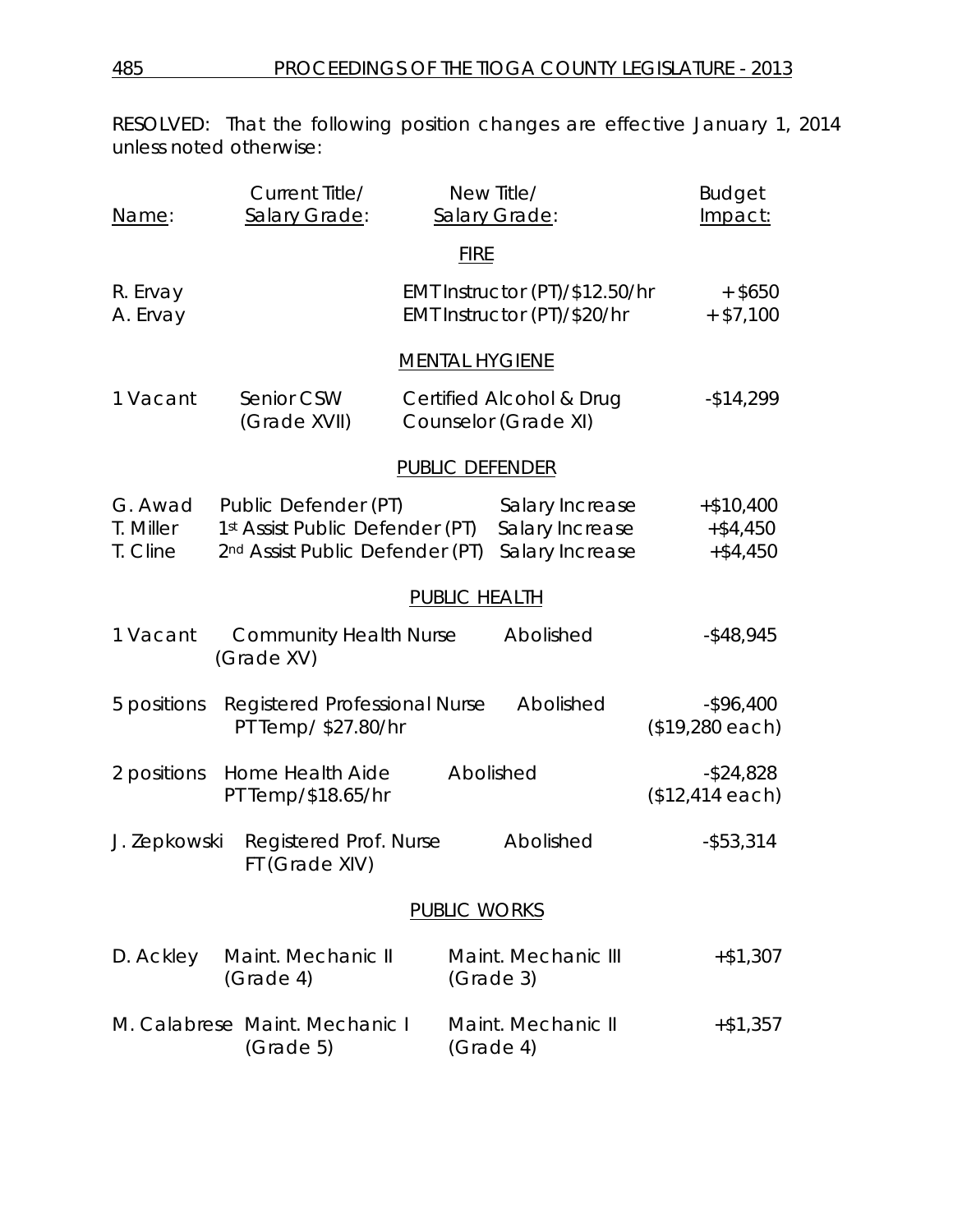RESOLVED: That the following position changes are effective January 1, 2014 unless noted otherwise:

| Name: | Current Title/ Salary Grade: | New Title/ Salary Grade: | Budget Impact: |
|---|---|---|---|
| | | **FIRE** | |
| R. Ervay | | EMT Instructor (PT)/$12.50/hr | + $650 |
| A. Ervay | | EMT Instructor (PT)/$20/hr | + $7,100 |
| | | **MENTAL HYGIENE** | |
| 1 Vacant | Senior CSW (Grade XVII) | Certified Alcohol & Drug Counselor (Grade XI) | -$14,299 |
| | | **PUBLIC DEFENDER** | |
| G. Awad | Public Defender (PT) | Salary Increase | +$10,400 |
| T. Miller | 1st Assist Public Defender (PT) | Salary Increase | +$4,450 |
| T. Cline | 2nd Assist Public Defender (PT) | Salary Increase | +$4,450 |
| | | **PUBLIC HEALTH** | |
| 1 Vacant | Community Health Nurse (Grade XV) | Abolished | -$48,945 |
| 5 positions | Registered Professional Nurse PT Temp/ $27.80/hr | Abolished | -$96,400 ($19,280 each) |
| 2 positions | Home Health Aide PT Temp/$18.65/hr | Abolished | -$24,828 ($12,414 each) |
| J. Zepkowski | Registered Prof. Nurse FT (Grade XIV) | Abolished | -$53,314 |
| | | **PUBLIC WORKS** | |
| D. Ackley | Maint. Mechanic II (Grade 4) | Maint. Mechanic III (Grade 3) | +$1,307 |
| M. Calabrese | Maint. Mechanic I (Grade 5) | Maint. Mechanic II (Grade 4) | +$1,357 |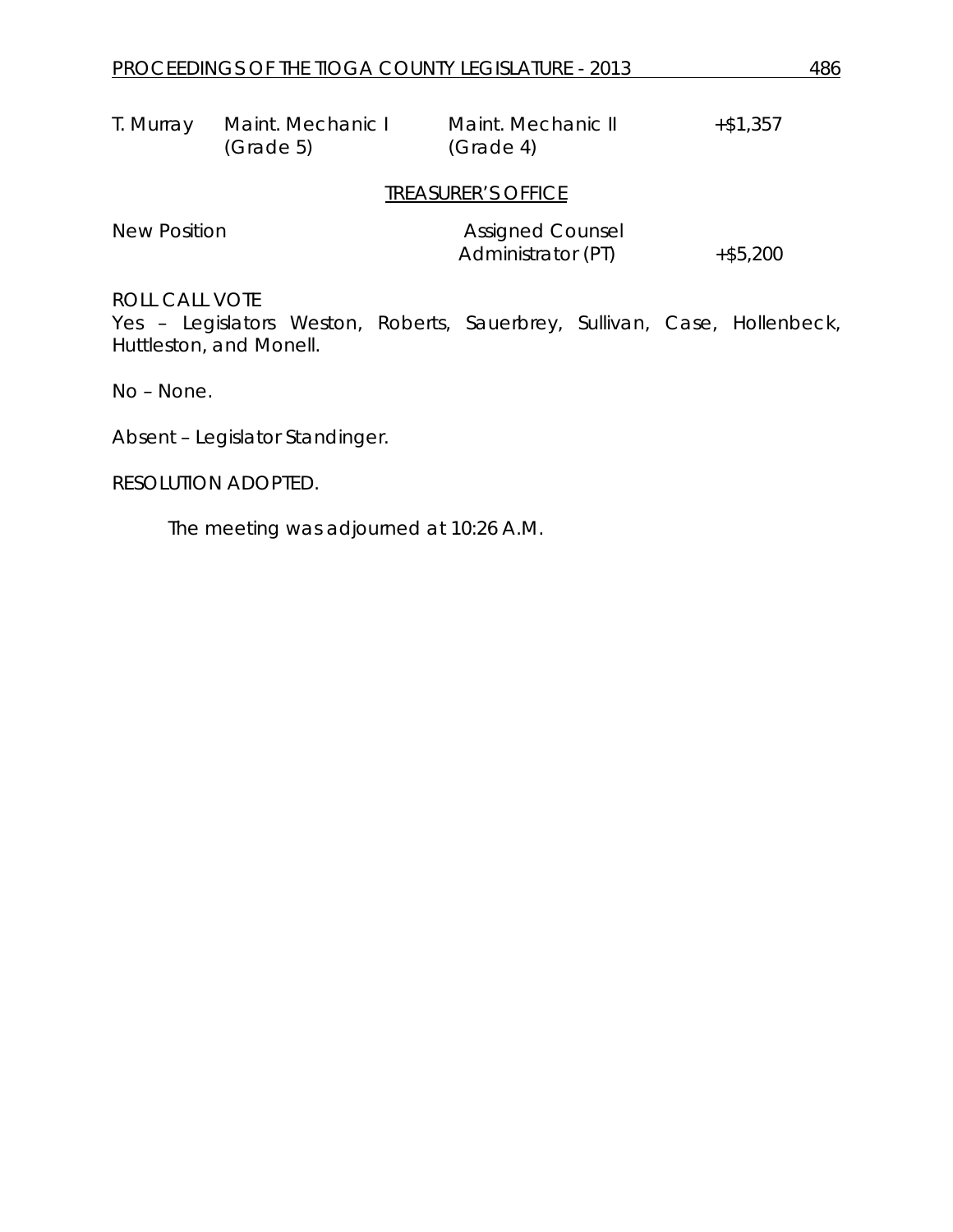| | | | |
|---|---|---|---|
| T. Murray | Maint. Mechanic I (Grade 5) | Maint. Mechanic II (Grade 4) | +$1,357 |

TREASURER'S OFFICE

| | | |
|---|---|---|
| New Position | Assigned Counsel Administrator (PT) | +$5,200 |

ROLL CALL VOTE
Yes – Legislators Weston, Roberts, Sauerbrey, Sullivan, Case, Hollenbeck, Huttleston, and Monell.

No – None.

Absent – Legislator Standinger.

RESOLUTION ADOPTED.

The meeting was adjourned at 10:26 A.M.